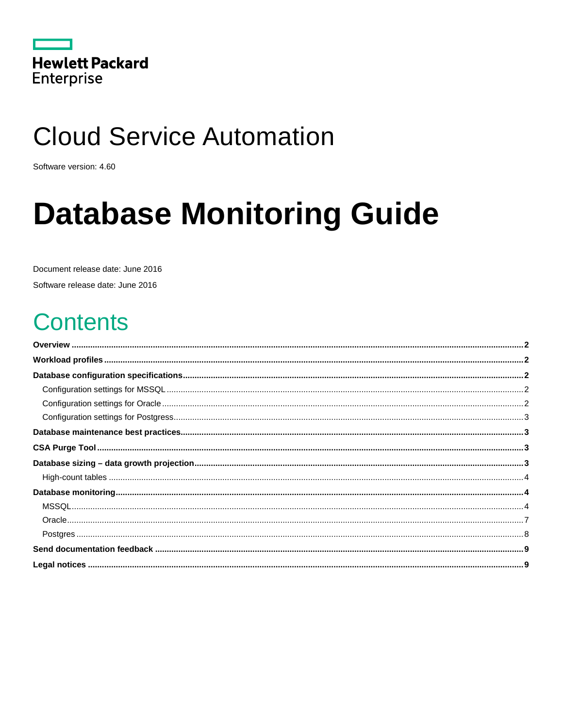Hewlett Packard Enterprise

# Cloud Service Automation

Software version: 4.60

# Database Monitoring Guide

Document release date: June 2016

Software release date: June 2016

## Contents

**Overview** .......... **2**

**Workload profiles** .......... **2**

**Database configuration specifications** .......... **2**

- Configuration settings for MSSQL .......... 2
- Configuration settings for Oracle .......... 2
- Configuration settings for Postgress .......... 3

**Database maintenance best practices** .......... **3**

**CSA Purge Tool** .......... **3**

**Database sizing – data growth projection** .......... **3**

- High-count tables .......... 4

**Database monitoring** .......... **4**

- MSSQL .......... 4
- Oracle .......... 7
- Postgres .......... 8

**Send documentation feedback** .......... **9**

**Legal notices** .......... **9**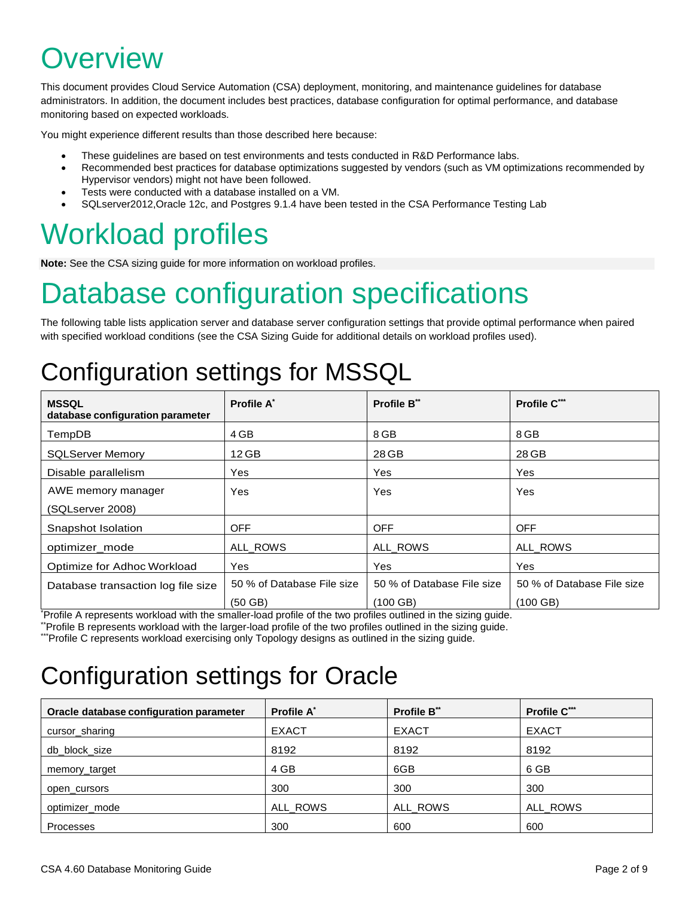# Overview

This document provides Cloud Service Automation (CSA) deployment, monitoring, and maintenance guidelines for database administrators. In addition, the document includes best practices, database configuration for optimal performance, and database monitoring based on expected workloads.

You might experience different results than those described here because:

- These guidelines are based on test environments and tests conducted in R&D Performance labs.
- Recommended best practices for database optimizations suggested by vendors (such as VM optimizations recommended by Hypervisor vendors) might not have been followed.
- Tests were conducted with a database installed on a VM.
- SQLserver2012,Oracle 12c, and Postgres 9.1.4 have been tested in the CSA Performance Testing Lab

# Workload profiles

**Note:** See the CSA sizing guide for more information on workload profiles.

# Database configuration specifications

The following table lists application server and database server configuration settings that provide optimal performance when paired with specified workload conditions (see the CSA Sizing Guide for additional details on workload profiles used).

## Configuration settings for MSSQL

| MSSQL database configuration parameter | Profile A* | Profile B** | Profile C*** |
|---|---|---|---|
| TempDB | 4 GB | 8 GB | 8 GB |
| SQLServer Memory | 12 GB | 28 GB | 28 GB |
| Disable parallelism | Yes | Yes | Yes |
| AWE memory manager (SQLserver 2008) | Yes | Yes | Yes |
| Snapshot Isolation | OFF | OFF | OFF |
| optimizer_mode | ALL_ROWS | ALL_ROWS | ALL_ROWS |
| Optimize for Adhoc Workload | Yes | Yes | Yes |
| Database transaction log file size | 50 % of Database File size (50 GB) | 50 % of Database File size (100 GB) | 50 % of Database File size (100 GB) |

*Profile A represents workload with the smaller-load profile of the two profiles outlined in the sizing guide.
**Profile B represents workload with the larger-load profile of the two profiles outlined in the sizing guide.
***Profile C represents workload exercising only Topology designs as outlined in the sizing guide.

## Configuration settings for Oracle

| Oracle database configuration parameter | Profile A* | Profile B** | Profile C*** |
|---|---|---|---|
| cursor_sharing | EXACT | EXACT | EXACT |
| db_block_size | 8192 | 8192 | 8192 |
| memory_target | 4 GB | 6GB | 6 GB |
| open_cursors | 300 | 300 | 300 |
| optimizer_mode | ALL_ROWS | ALL_ROWS | ALL_ROWS |
| Processes | 300 | 600 | 600 |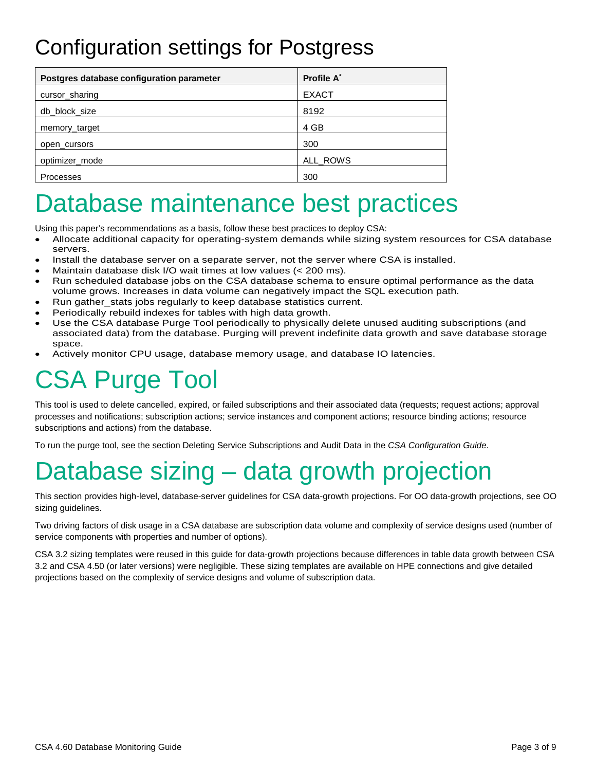# Configuration settings for Postgress

| Postgres database configuration parameter | Profile A* |
|---|---|
| cursor_sharing | EXACT |
| db_block_size | 8192 |
| memory_target | 4 GB |
| open_cursors | 300 |
| optimizer_mode | ALL_ROWS |
| Processes | 300 |

# Database maintenance best practices

Using this paper's recommendations as a basis, follow these best practices to deploy CSA:

- Allocate additional capacity for operating-system demands while sizing system resources for CSA database servers.
- Install the database server on a separate server, not the server where CSA is installed.
- Maintain database disk I/O wait times at low values (< 200 ms).
- Run scheduled database jobs on the CSA database schema to ensure optimal performance as the data volume grows. Increases in data volume can negatively impact the SQL execution path.
- Run gather_stats jobs regularly to keep database statistics current.
- Periodically rebuild indexes for tables with high data growth.
- Use the CSA database Purge Tool periodically to physically delete unused auditing subscriptions (and associated data) from the database. Purging will prevent indefinite data growth and save database storage space.
- Actively monitor CPU usage, database memory usage, and database IO latencies.

# CSA Purge Tool

This tool is used to delete cancelled, expired, or failed subscriptions and their associated data (requests; request actions; approval processes and notifications; subscription actions; service instances and component actions; resource binding actions; resource subscriptions and actions) from the database.

To run the purge tool, see the section Deleting Service Subscriptions and Audit Data in the *CSA Configuration Guide*.

# Database sizing – data growth projection

This section provides high-level, database-server guidelines for CSA data-growth projections. For OO data-growth projections, see OO sizing guidelines.

Two driving factors of disk usage in a CSA database are subscription data volume and complexity of service designs used (number of service components with properties and number of options).

CSA 3.2 sizing templates were reused in this guide for data-growth projections because differences in table data growth between CSA 3.2 and CSA 4.50 (or later versions) were negligible. These sizing templates are available on HPE connections and give detailed projections based on the complexity of service designs and volume of subscription data.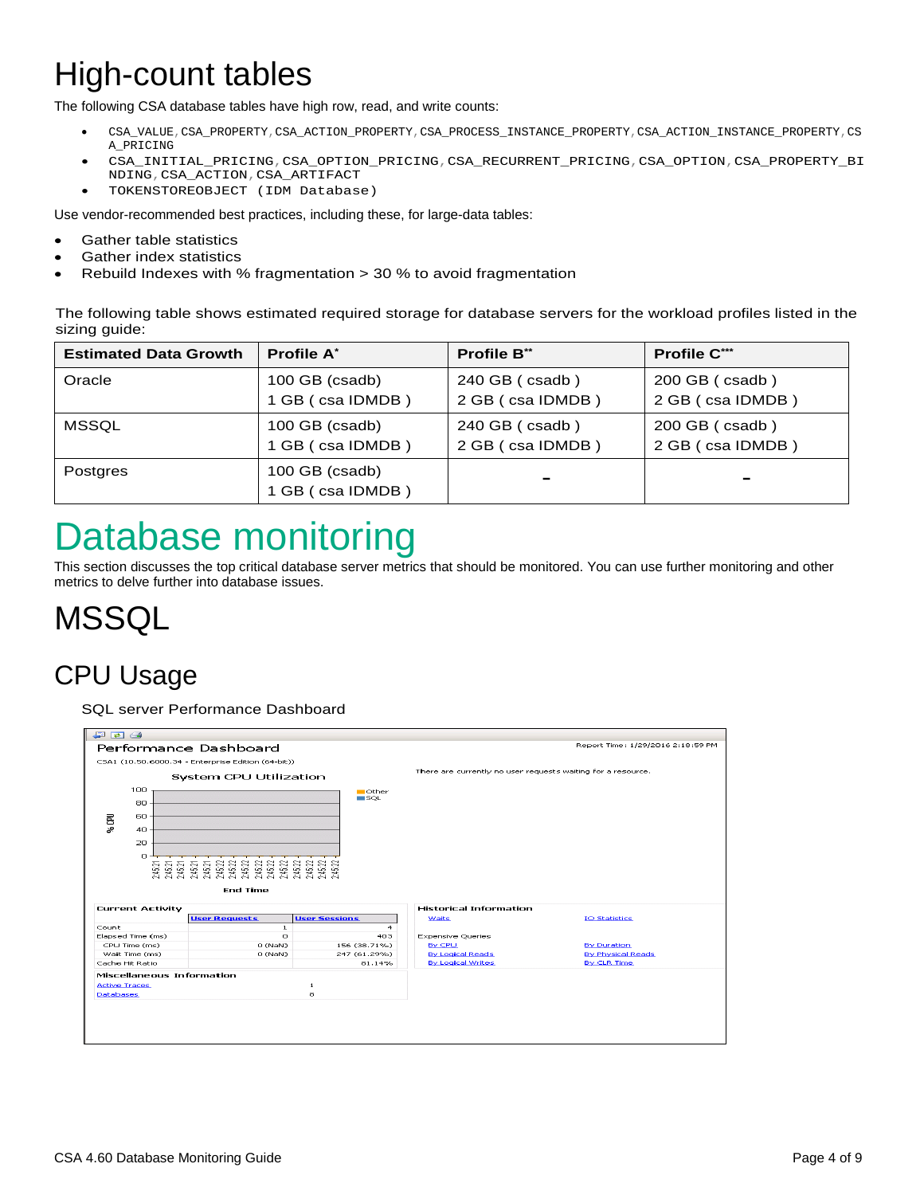# High-count tables

The following CSA database tables have high row, read, and write counts:

- CSA_VALUE, CSA_PROPERTY, CSA_ACTION_PROPERTY, CSA_PROCESS_INSTANCE_PROPERTY, CSA_ACTION_INSTANCE_PROPERTY, CSA_PRICING
- CSA_INITIAL_PRICING, CSA_OPTION_PRICING, CSA_RECURRENT_PRICING, CSA_OPTION, CSA_PROPERTY_BINDING, CSA_ACTION, CSA_ARTIFACT
- TOKENSTOREOBJECT (IDM Database)

Use vendor-recommended best practices, including these, for large-data tables:

- Gather table statistics
- Gather index statistics
- Rebuild Indexes with % fragmentation > 30 % to avoid fragmentation

The following table shows estimated required storage for database servers for the workload profiles listed in the sizing guide:

| Estimated Data Growth | Profile A* | Profile B** | Profile C*** |
|---|---|---|---|
| Oracle | 100 GB (csadb)<br>1 GB ( csa IDMDB ) | 240 GB ( csadb )<br>2 GB ( csa IDMDB ) | 200 GB ( csadb )<br>2 GB ( csa IDMDB ) |
| MSSQL | 100 GB (csadb)<br>1 GB ( csa IDMDB ) | 240 GB ( csadb )<br>2 GB ( csa IDMDB ) | 200 GB ( csadb )<br>2 GB ( csa IDMDB ) |
| Postgres | 100 GB (csadb)<br>1 GB ( csa IDMDB ) | - | - |

# Database monitoring

This section discusses the top critical database server metrics that should be monitored. You can use further monitoring and other metrics to delve further into database issues.

# MSSQL

## CPU Usage

SQL server Performance Dashboard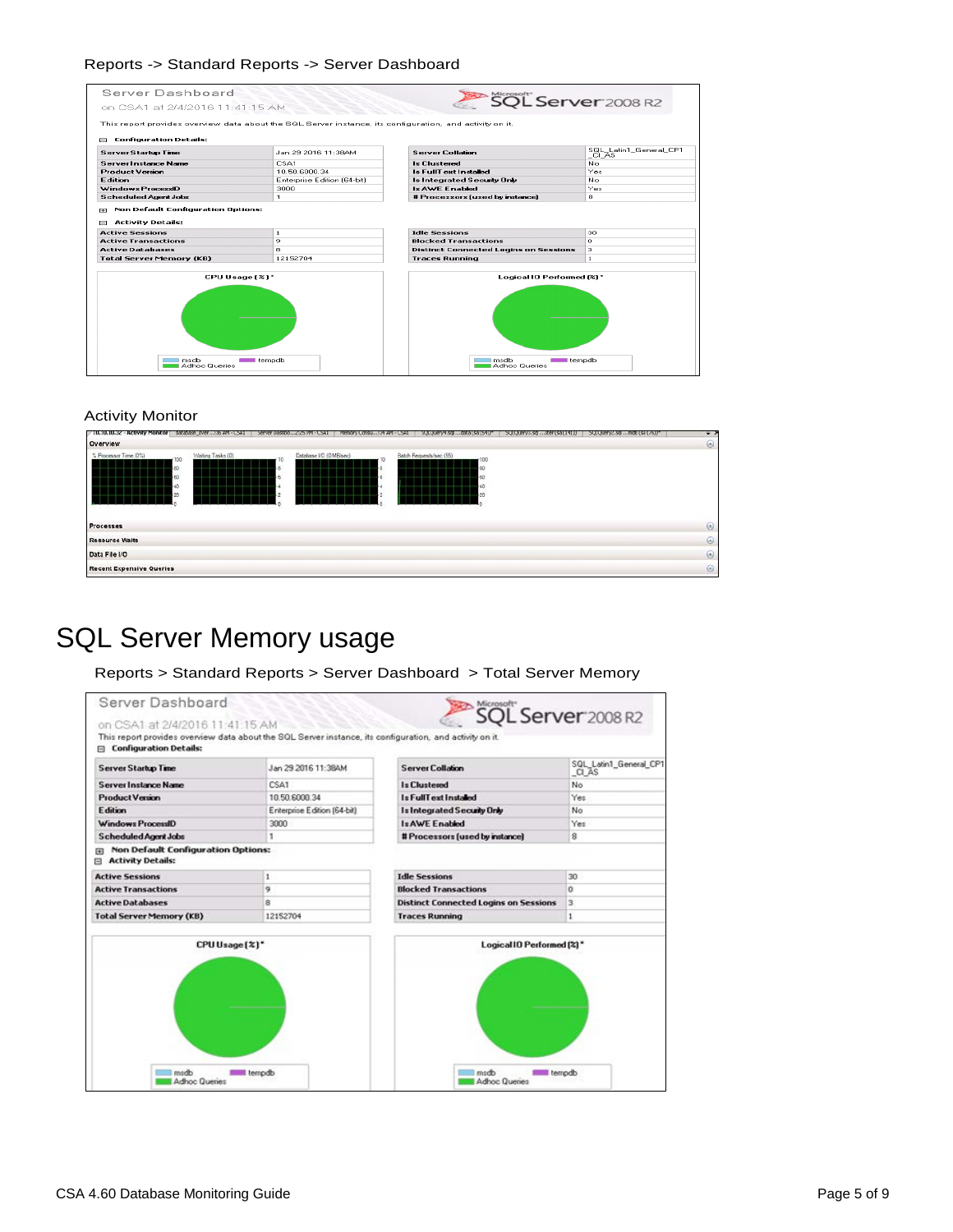Reports -> Standard Reports -> Server Dashboard

Activity Monitor

# SQL Server Memory usage

Reports > Standard Reports > Server Dashboard > Total Server Memory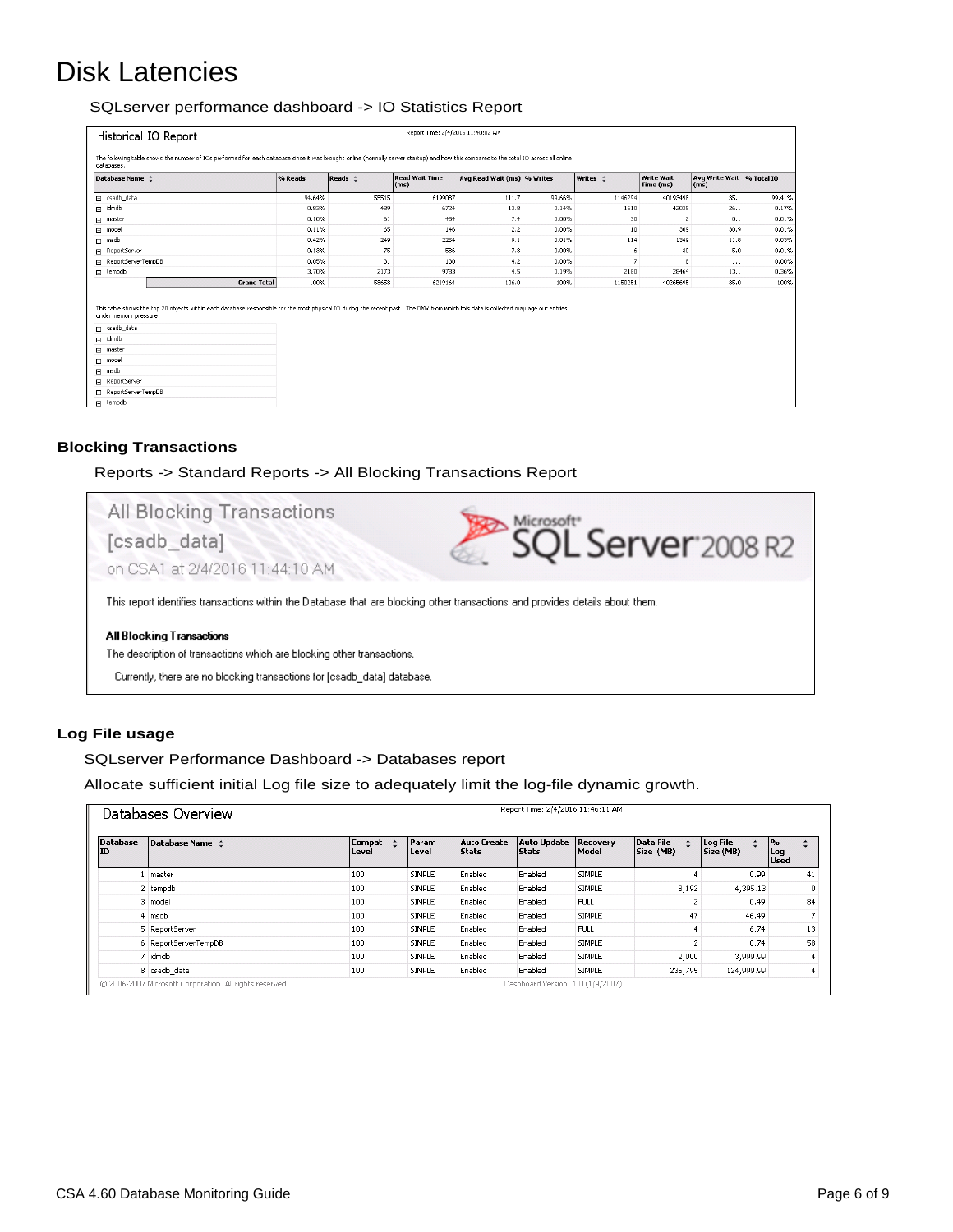# Disk Latencies

SQLserver performance dashboard -> IO Statistics Report

Historical IO Report

Report Time: 2/4/2016 11:40:02 AM

The following table shows the number of IOs performed for each database since it was brought online (normally server startup) and how this compares to the total IO across all online databases.

| Database Name | % Reads | Reads | Read Wait Time (ms) | Avg Read Wait (ms) | % Writes | Writes | Write Wait Time (ms) | Avg Write Wait (ms) | % Total IO |
|---|---|---|---|---|---|---|---|---|---|
| csadb_data | 94.64% | 55515 | 6199087 | 111.7 | 99.66% | 1146294 | 40193498 | 35.1 | 99.41% |
| idmdb | 0.83% | 489 | 6724 | 13.8 | 0.14% | 1610 | 42035 | 26.1 | 0.17% |
| master | 0.10% | 61 | 454 | 7.4 | 0.00% | 30 | 2 | 0.1 | 0.01% |
| model | 0.11% | 65 | 146 | 2.2 | 0.00% | 10 | 309 | 30.9 | 0.01% |
| msdb | 0.42% | 249 | 2254 | 9.1 | 0.01% | 114 | 1349 | 11.8 | 0.03% |
| ReportServer | 0.13% | 75 | 586 | 7.8 | 0.00% | 6 | 30 | 5.0 | 0.01% |
| ReportServerTempDB | 0.05% | 31 | 130 | 4.2 | 0.00% | 7 | 8 | 1.1 | 0.00% |
| tempdb | 3.70% | 2173 | 9783 | 4.5 | 0.19% | 2180 | 28464 | 13.1 | 0.36% |
| Grand Total | 100% | 58658 | 6219164 | 106.0 | 100% | 1150251 | 40265695 | 35.0 | 100% |

This table shows the top 20 objects within each database responsible for the most physical IO during the recent past. The DMV from which this data is collected may age out entries under memory pressure.

- csadb_data
- idmdb
- master
- model
- msdb
- ReportServer
- ReportServerTempDB
- tempdb

### Blocking Transactions

Reports -> Standard Reports -> All Blocking Transactions Report

All Blocking Transactions
[csadb_data]
on CSA1 at 2/4/2016 11:44:10 AM

Microsoft SQL Server 2008 R2

This report identifies transactions within the Database that are blocking other transactions and provides details about them.

**All Blocking Transactions**

The description of transactions which are blocking other transactions.

Currently, there are no blocking transactions for [csadb_data] database.

### Log File usage

SQLserver Performance Dashboard -> Databases report

Allocate sufficient initial Log file size to adequately limit the log-file dynamic growth.

Databases Overview

Report Time: 2/4/2016 11:46:11 AM

| Database ID | Database Name | Compat Level | Param Level | Auto Create Stats | Auto Update Stats | Recovery Model | Data File Size (MB) | Log File Size (MB) | % Log Used |
|---|---|---|---|---|---|---|---|---|---|
| 1 | master | 100 | SIMPLE | Enabled | Enabled | SIMPLE | 4 | 0.99 | 41 |
| 2 | tempdb | 100 | SIMPLE | Enabled | Enabled | SIMPLE | 8,192 | 4,395.13 | 0 |
| 3 | model | 100 | SIMPLE | Enabled | Enabled | FULL | 2 | 0.49 | 84 |
| 4 | msdb | 100 | SIMPLE | Enabled | Enabled | SIMPLE | 47 | 46.49 | 7 |
| 5 | ReportServer | 100 | SIMPLE | Enabled | Enabled | FULL | 4 | 6.74 | 13 |
| 6 | ReportServerTempDB | 100 | SIMPLE | Enabled | Enabled | SIMPLE | 2 | 0.74 | 58 |
| 7 | idmdb | 100 | SIMPLE | Enabled | Enabled | SIMPLE | 2,000 | 3,999.99 | 4 |
| 8 | csadb_data | 100 | SIMPLE | Enabled | Enabled | SIMPLE | 235,795 | 124,999.99 | 4 |

© 2006-2007 Microsoft Corporation. All rights reserved. Dashboard Version: 1.0 (1/9/2007)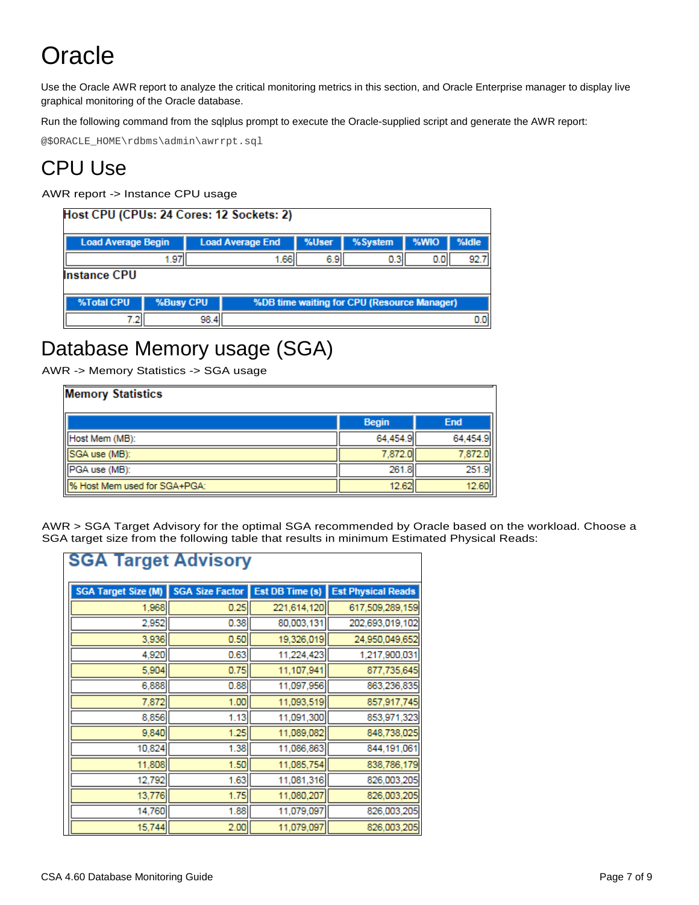# Oracle

Use the Oracle AWR report to analyze the critical monitoring metrics in this section, and Oracle Enterprise manager to display live graphical monitoring of the Oracle database.

Run the following command from the sqlplus prompt to execute the Oracle-supplied script and generate the AWR report:

```
@$ORACLE_HOME\rdbms\admin\awrrpt.sql
```

## CPU Use

AWR report -> Instance CPU usage

**Host CPU (CPUs: 24 Cores: 12 Sockets: 2)**

| Load Average Begin | Load Average End | %User | %System | %WIO | %Idle |
|---|---|---|---|---|---|
| 1.97 | 1.66 | 6.9 | 0.3 | 0.0 | 92.7 |

**Instance CPU**

| %Total CPU | %Busy CPU | %DB time waiting for CPU (Resource Manager) |
|---|---|---|
| 7.2 | 98.4 | 0.0 |

## Database Memory usage (SGA)

AWR -> Memory Statistics -> SGA usage

**Memory Statistics**

| | Begin | End |
|---|---|---|
| Host Mem (MB): | 64,454.9 | 64,454.9 |
| SGA use (MB): | 7,872.0 | 7,872.0 |
| PGA use (MB): | 261.8 | 251.9 |
| % Host Mem used for SGA+PGA: | 12.62 | 12.60 |

AWR > SGA Target Advisory for the optimal SGA recommended by Oracle based on the workload. Choose a SGA target size from the following table that results in minimum Estimated Physical Reads:

**SGA Target Advisory**

| SGA Target Size (M) | SGA Size Factor | Est DB Time (s) | Est Physical Reads |
|---|---|---|---|
| 1,968 | 0.25 | 221,614,120 | 617,509,289,159 |
| 2,952 | 0.38 | 80,003,131 | 202,693,019,102 |
| 3,936 | 0.50 | 19,326,019 | 24,950,049,652 |
| 4,920 | 0.63 | 11,224,423 | 1,217,900,031 |
| 5,904 | 0.75 | 11,107,941 | 877,735,645 |
| 6,888 | 0.88 | 11,097,956 | 863,236,835 |
| 7,872 | 1.00 | 11,093,519 | 857,917,745 |
| 8,856 | 1.13 | 11,091,300 | 853,971,323 |
| 9,840 | 1.25 | 11,089,082 | 848,738,025 |
| 10,824 | 1.38 | 11,086,863 | 844,191,061 |
| 11,808 | 1.50 | 11,085,754 | 838,786,179 |
| 12,792 | 1.63 | 11,081,316 | 826,003,205 |
| 13,776 | 1.75 | 11,080,207 | 826,003,205 |
| 14,760 | 1.88 | 11,079,097 | 826,003,205 |
| 15,744 | 2.00 | 11,079,097 | 826,003,205 |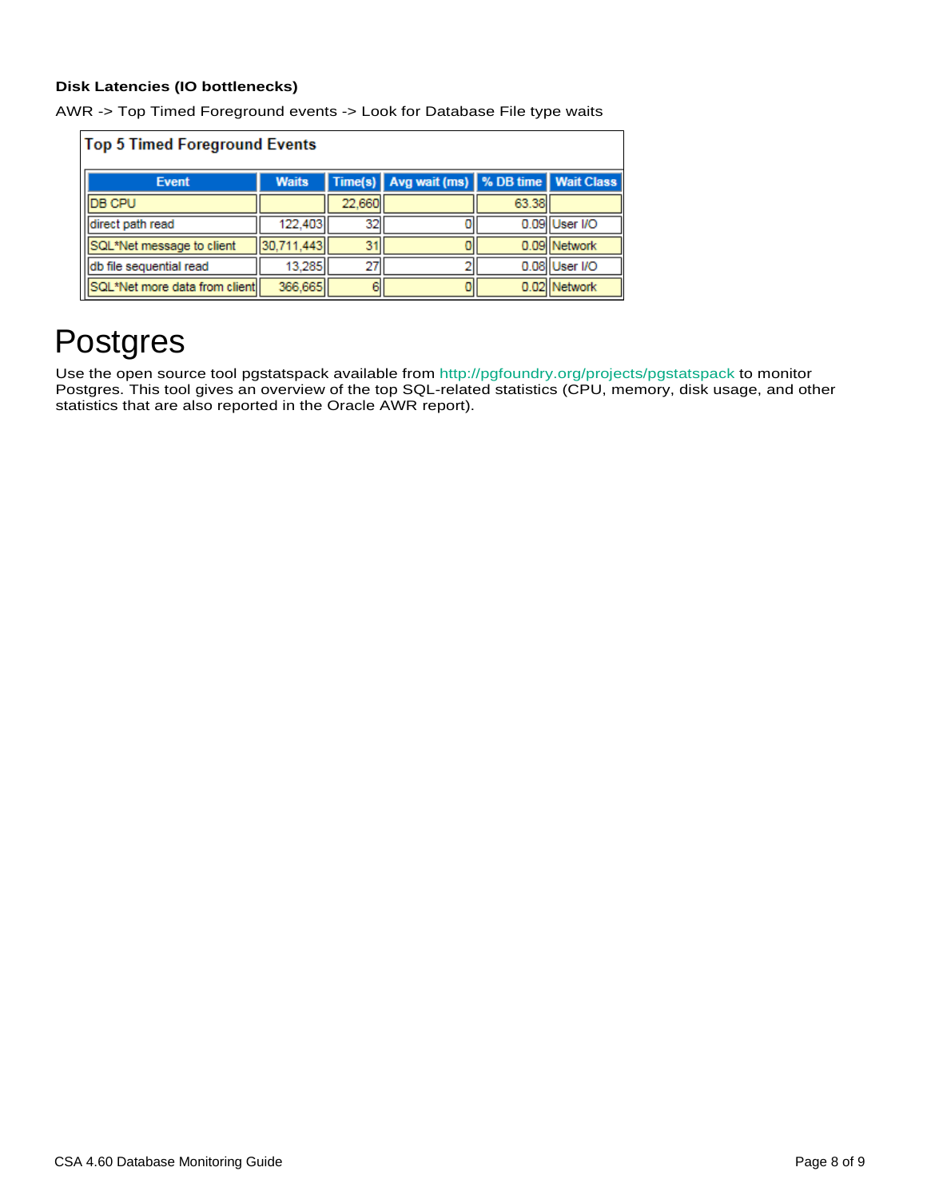**Disk Latencies (IO bottlenecks)**

AWR -> Top Timed Foreground events -> Look for Database File type waits

**Top 5 Timed Foreground Events**

| Event | Waits | Time(s) | Avg wait (ms) | % DB time | Wait Class |
|---|---|---|---|---|---|
| DB CPU | | 22,660 | | 63.38 | |
| direct path read | 122,403 | 32 | 0 | 0.09 | User I/O |
| SQL*Net message to client | 30,711,443 | 31 | 0 | 0.09 | Network |
| db file sequential read | 13,285 | 27 | 2 | 0.08 | User I/O |
| SQL*Net more data from client | 366,665 | 6 | 0 | 0.02 | Network |

# Postgres

Use the open source tool pgstatspack available from http://pgfoundry.org/projects/pgstatspack to monitor Postgres. This tool gives an overview of the top SQL-related statistics (CPU, memory, disk usage, and other statistics that are also reported in the Oracle AWR report).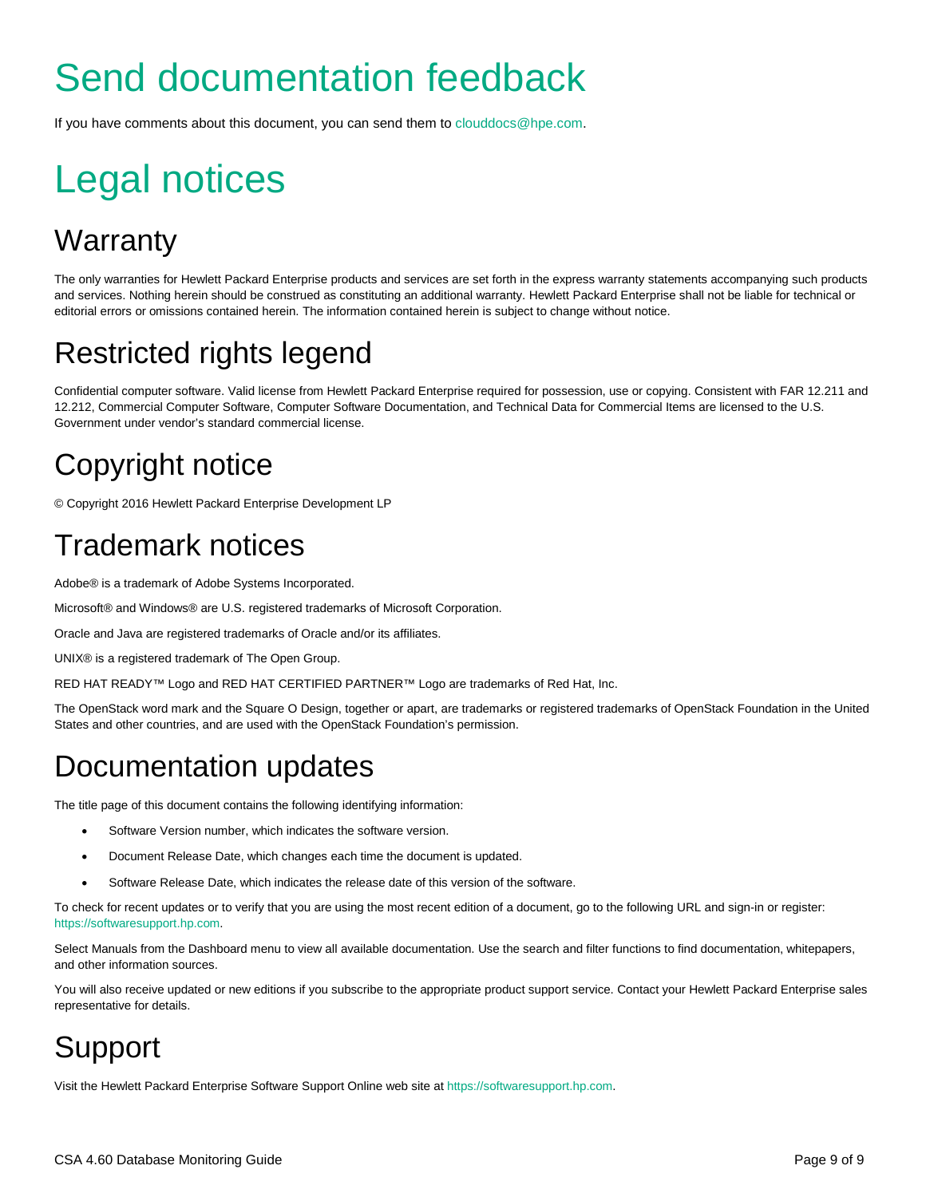# Send documentation feedback

If you have comments about this document, you can send them to clouddocs@hpe.com.

# Legal notices

## Warranty

The only warranties for Hewlett Packard Enterprise products and services are set forth in the express warranty statements accompanying such products and services. Nothing herein should be construed as constituting an additional warranty. Hewlett Packard Enterprise shall not be liable for technical or editorial errors or omissions contained herein. The information contained herein is subject to change without notice.

## Restricted rights legend

Confidential computer software. Valid license from Hewlett Packard Enterprise required for possession, use or copying. Consistent with FAR 12.211 and 12.212, Commercial Computer Software, Computer Software Documentation, and Technical Data for Commercial Items are licensed to the U.S. Government under vendor's standard commercial license.

## Copyright notice

© Copyright 2016 Hewlett Packard Enterprise Development LP

## Trademark notices

Adobe® is a trademark of Adobe Systems Incorporated.

Microsoft® and Windows® are U.S. registered trademarks of Microsoft Corporation.

Oracle and Java are registered trademarks of Oracle and/or its affiliates.

UNIX® is a registered trademark of The Open Group.

RED HAT READY™ Logo and RED HAT CERTIFIED PARTNER™ Logo are trademarks of Red Hat, Inc.

The OpenStack word mark and the Square O Design, together or apart, are trademarks or registered trademarks of OpenStack Foundation in the United States and other countries, and are used with the OpenStack Foundation's permission.

## Documentation updates

The title page of this document contains the following identifying information:

- Software Version number, which indicates the software version.
- Document Release Date, which changes each time the document is updated.
- Software Release Date, which indicates the release date of this version of the software.

To check for recent updates or to verify that you are using the most recent edition of a document, go to the following URL and sign-in or register: https://softwaresupport.hp.com.

Select Manuals from the Dashboard menu to view all available documentation. Use the search and filter functions to find documentation, whitepapers, and other information sources.

You will also receive updated or new editions if you subscribe to the appropriate product support service. Contact your Hewlett Packard Enterprise sales representative for details.

## Support

Visit the Hewlett Packard Enterprise Software Support Online web site at https://softwaresupport.hp.com.